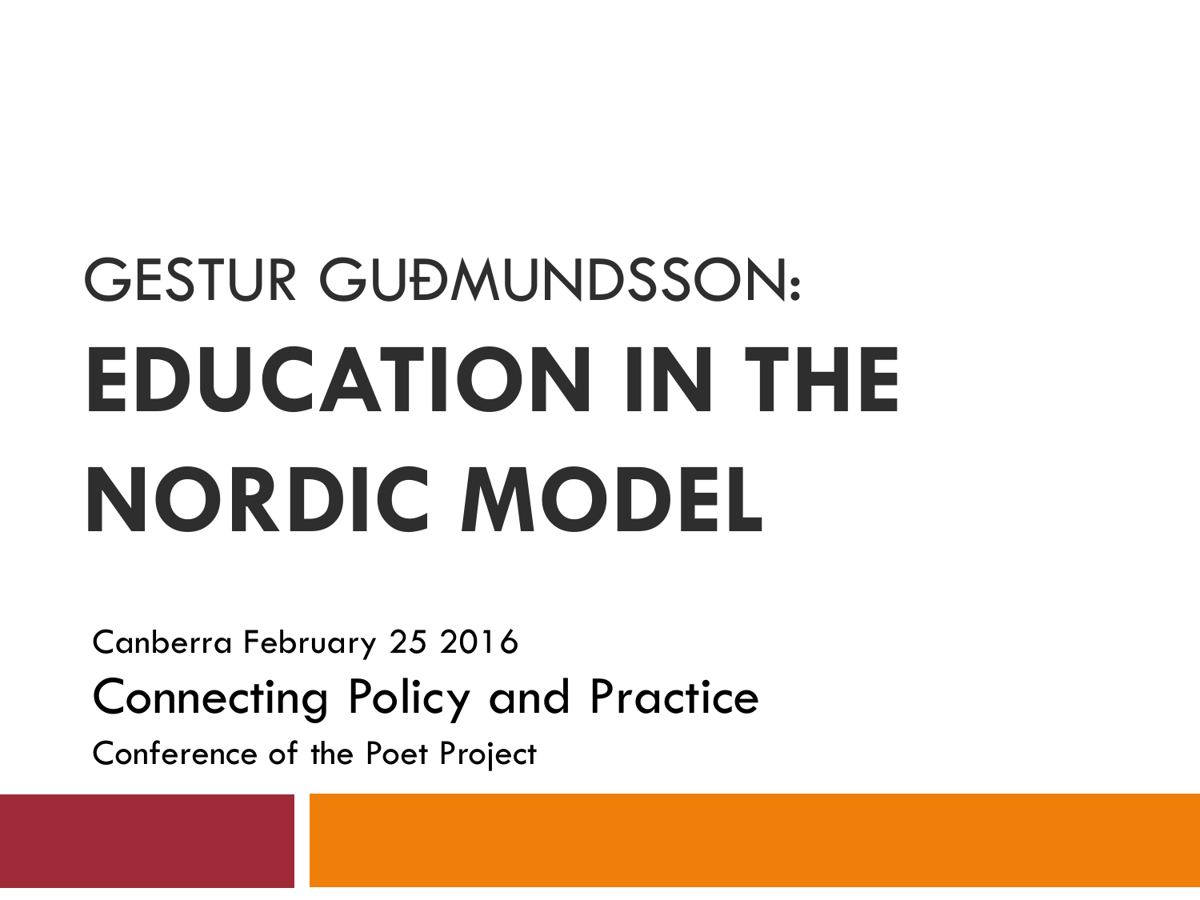# GESTUR GUÐMUNDSSON: EDUCATION IN THE NORDIC MODEL

Canberra February 25 2016

Connecting Policy and Practice

Conference of the Poet Project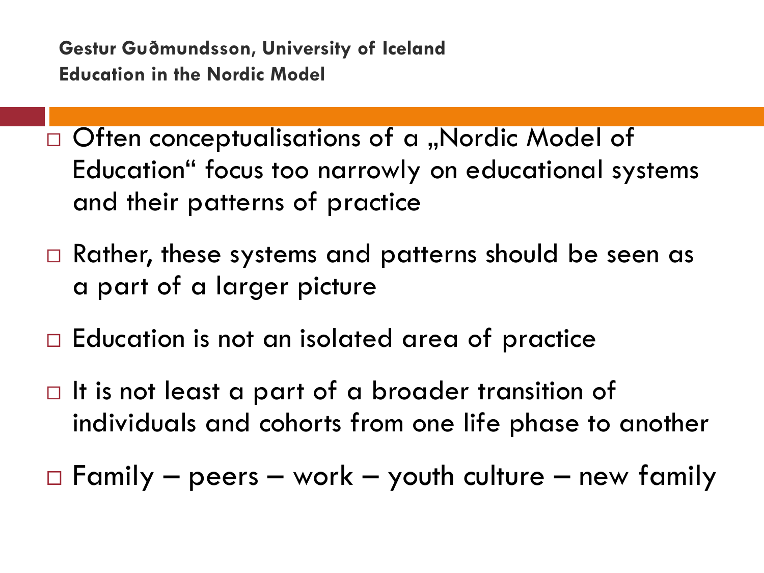**Gestur Guðmundsson, University of Iceland**
**Education in the Nordic Model**

- Often conceptualisations of a „Nordic Model of Education“ focus too narrowly on educational systems and their patterns of practice
- Rather, these systems and patterns should be seen as a part of a larger picture
- Education is not an isolated area of practice
- It is not least a part of a broader transition of individuals and cohorts from one life phase to another
- Family – peers – work – youth culture – new family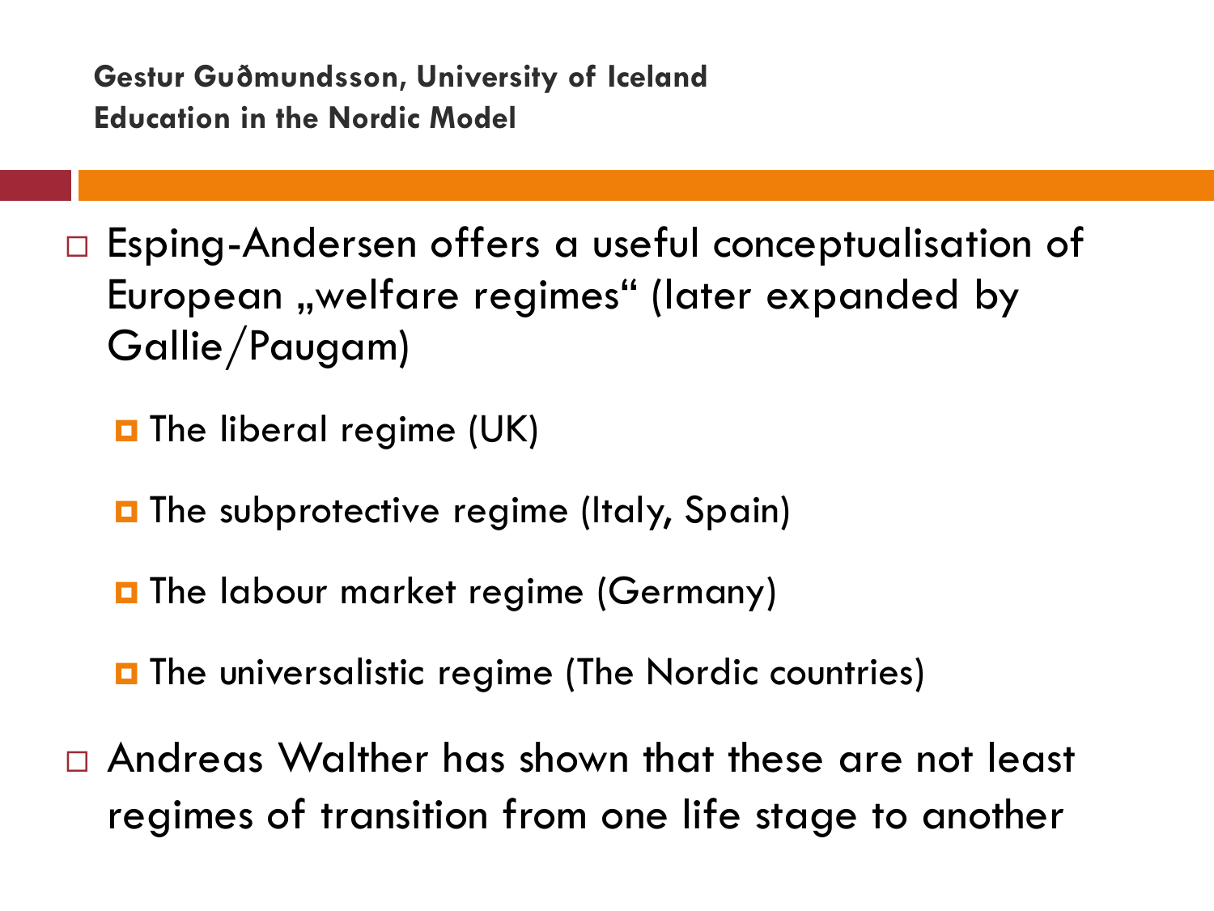- Esping-Andersen offers a useful conceptualisation of European „welfare regimes“ (later expanded by Gallie/Paugam)
  - The liberal regime (UK)
  - The subprotective regime (Italy, Spain)
  - The labour market regime (Germany)
  - The universalistic regime (The Nordic countries)
- Andreas Walther has shown that these are not least regimes of transition from one life stage to another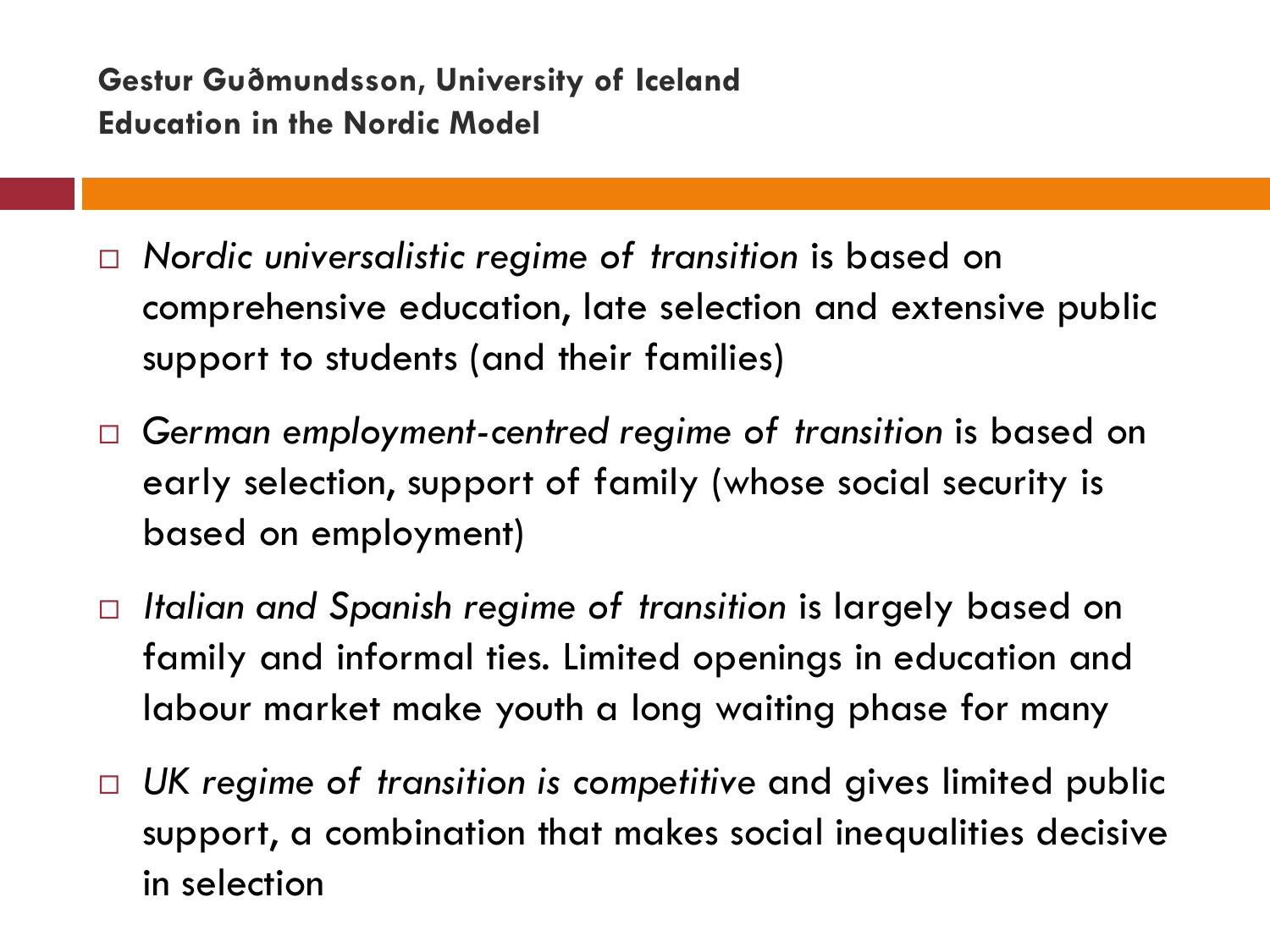- *Nordic universalistic regime of transition* is based on comprehensive education, late selection and extensive public support to students (and their families)
- *German employment-centred regime of transition* is based on early selection, support of family (whose social security is based on employment)
- *Italian and Spanish regime of transition* is largely based on family and informal ties. Limited openings in education and labour market make youth a long waiting phase for many
- *UK regime of transition is competitive* and gives limited public support, a combination that makes social inequalities decisive in selection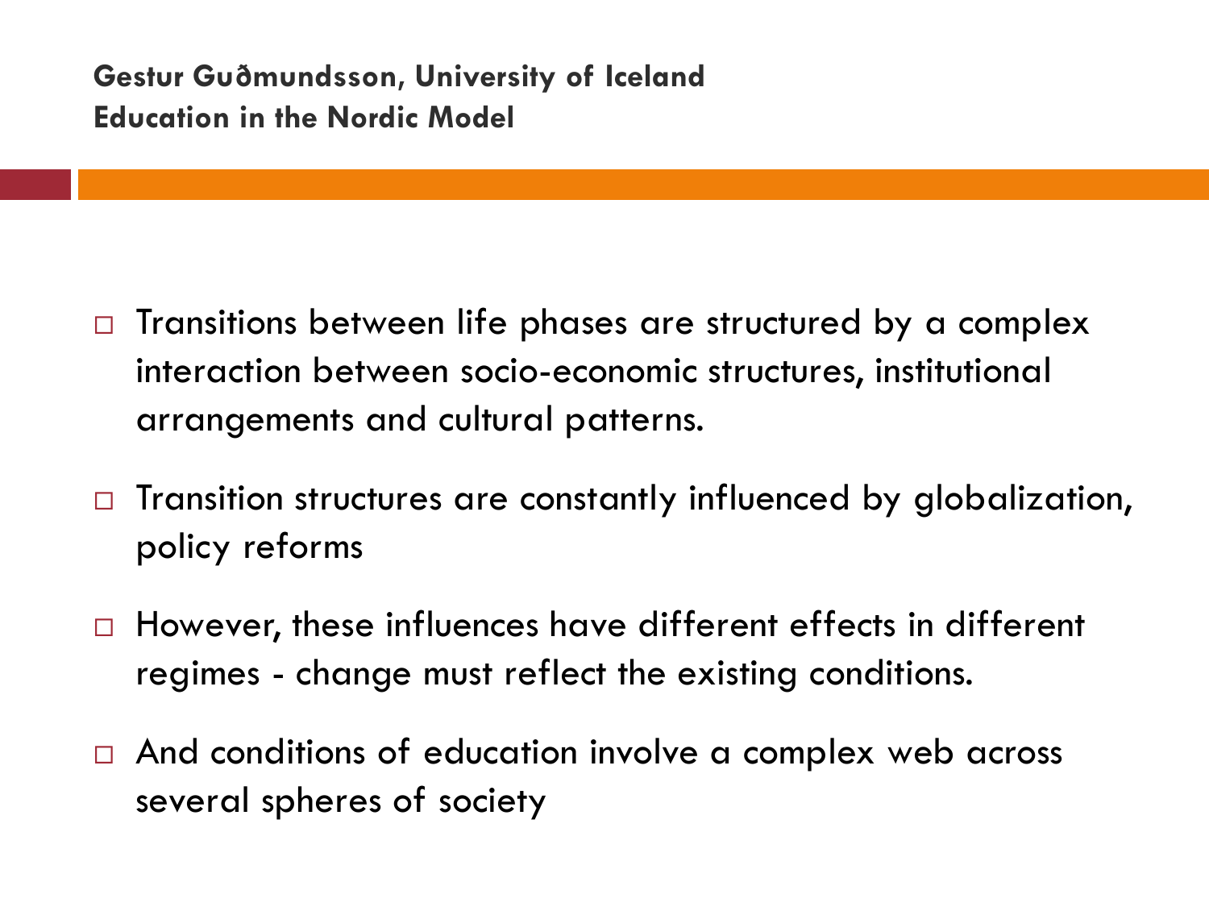- Transitions between life phases are structured by a complex interaction between socio-economic structures, institutional arrangements and cultural patterns.
- Transition structures are constantly influenced by globalization, policy reforms
- However, these influences have different effects in different regimes - change must reflect the existing conditions.
- And conditions of education involve a complex web across several spheres of society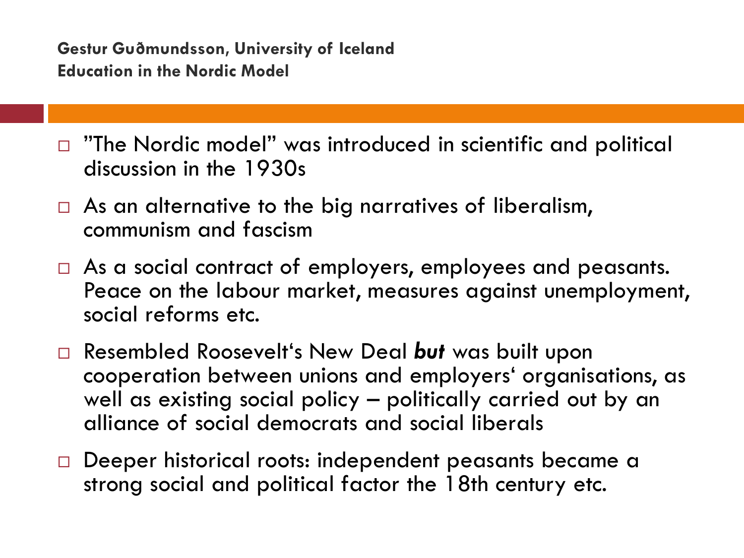- ”The Nordic model” was introduced in scientific and political discussion in the 1930s
- As an alternative to the big narratives of liberalism, communism and fascism
- As a social contract of employers, employees and peasants. Peace on the labour market, measures against unemployment, social reforms etc.
- Resembled Roosevelt‘s New Deal ***but*** was built upon cooperation between unions and employers‘ organisations, as well as existing social policy – politically carried out by an alliance of social democrats and social liberals
- Deeper historical roots: independent peasants became a strong social and political factor the 18th century etc.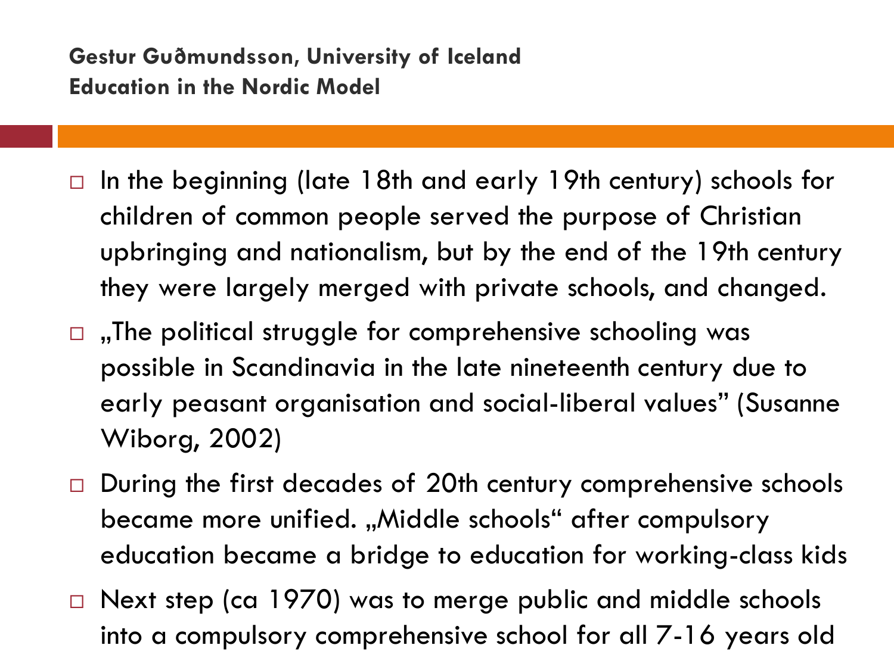**Gestur Guðmundsson, University of Iceland**
**Education in the Nordic Model**

- In the beginning (late 18th and early 19th century) schools for children of common people served the purpose of Christian upbringing and nationalism, but by the end of the 19th century they were largely merged with private schools, and changed.
- „The political struggle for comprehensive schooling was possible in Scandinavia in the late nineteenth century due to early peasant organisation and social-liberal values" (Susanne Wiborg, 2002)
- During the first decades of 20th century comprehensive schools became more unified. „Middle schools" after compulsory education became a bridge to education for working-class kids
- Next step (ca 1970) was to merge public and middle schools into a compulsory comprehensive school for all 7-16 years old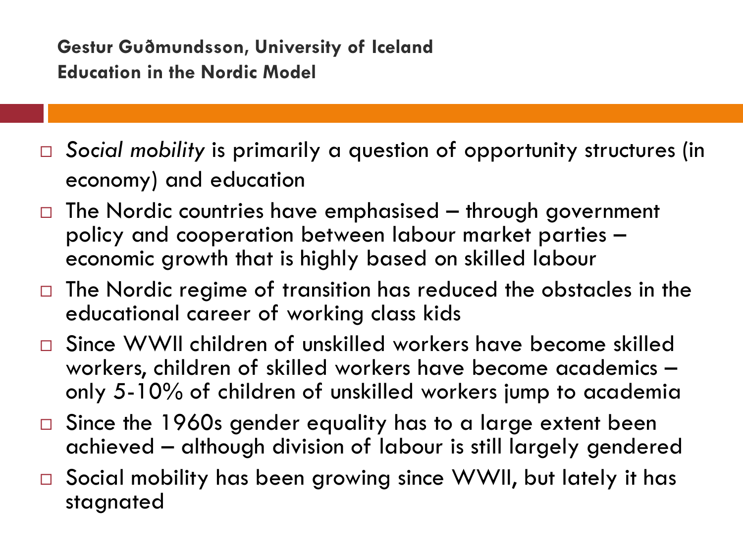- *Social mobility* is primarily a question of opportunity structures (in economy) and education
- The Nordic countries have emphasised – through government policy and cooperation between labour market parties – economic growth that is highly based on skilled labour
- The Nordic regime of transition has reduced the obstacles in the educational career of working class kids
- Since WWII children of unskilled workers have become skilled workers, children of skilled workers have become academics – only 5-10% of children of unskilled workers jump to academia
- Since the 1960s gender equality has to a large extent been achieved – although division of labour is still largely gendered
- Social mobility has been growing since WWII, but lately it has stagnated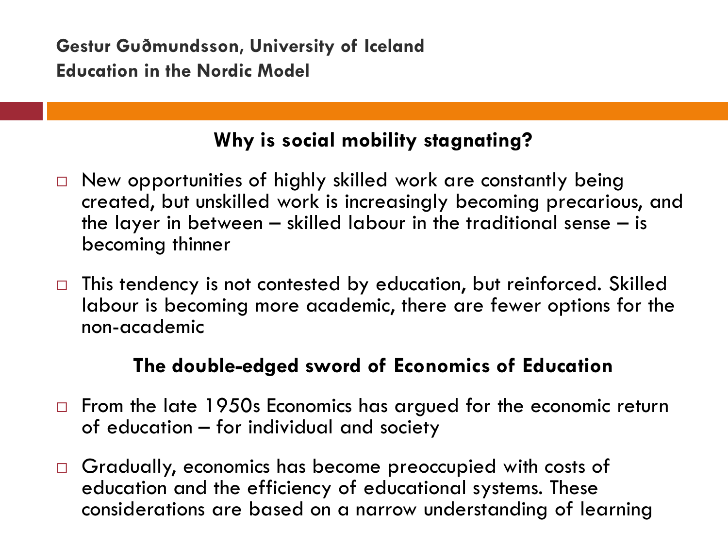## Why is social mobility stagnating?

- New opportunities of highly skilled work are constantly being created, but unskilled work is increasingly becoming precarious, and the layer in between – skilled labour in the traditional sense – is becoming thinner
- This tendency is not contested by education, but reinforced. Skilled labour is becoming more academic, there are fewer options for the non-academic

## The double-edged sword of Economics of Education

- From the late 1950s Economics has argued for the economic return of education – for individual and society
- Gradually, economics has become preoccupied with costs of education and the efficiency of educational systems. These considerations are based on a narrow understanding of learning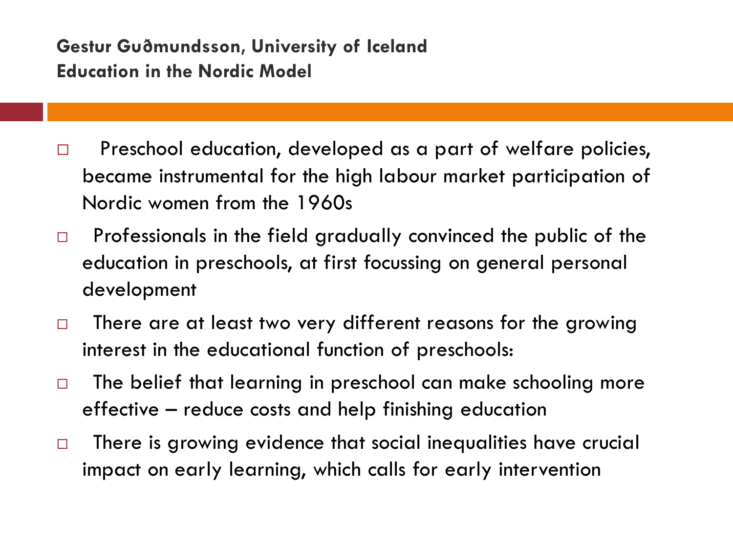**Gestur Guðmundsson, University of Iceland**
**Education in the Nordic Model**

- Preschool education, developed as a part of welfare policies, became instrumental for the high labour market participation of Nordic women from the 1960s
- Professionals in the field gradually convinced the public of the education in preschools, at first focussing on general personal development
- There are at least two very different reasons for the growing interest in the educational function of preschools:
- The belief that learning in preschool can make schooling more effective – reduce costs and help finishing education
- There is growing evidence that social inequalities have crucial impact on early learning, which calls for early intervention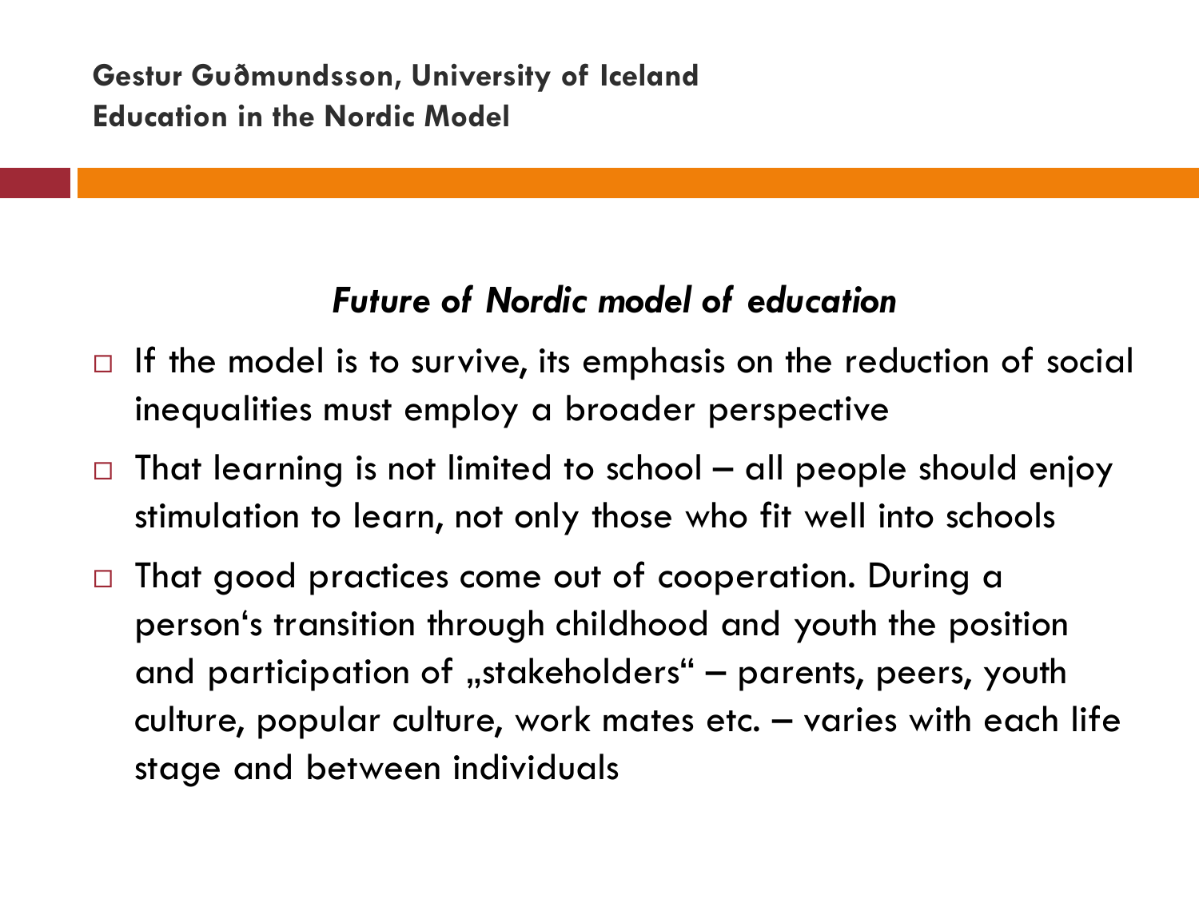**Gestur Guðmundsson, University of Iceland**
**Education in the Nordic Model**

## *Future of Nordic model of education*

- If the model is to survive, its emphasis on the reduction of social inequalities must employ a broader perspective
- That learning is not limited to school – all people should enjoy stimulation to learn, not only those who fit well into schools
- That good practices come out of cooperation. During a person's transition through childhood and youth the position and participation of „stakeholders" – parents, peers, youth culture, popular culture, work mates etc. – varies with each life stage and between individuals